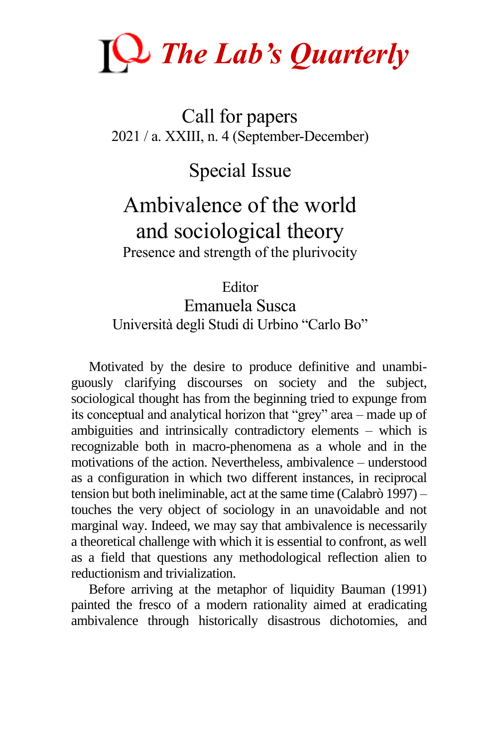# *The Lab's Quarterly*

## Call for papers

2021 / a. XXIII, n. 4 (September-December)

## Special Issue

# Ambivalence of the world and sociological theory

Presence and strength of the plurivocity

Editor

Emanuela Susca

Università degli Studi di Urbino "Carlo Bo"

Motivated by the desire to produce definitive and unambiguously clarifying discourses on society and the subject, sociological thought has from the beginning tried to expunge from its conceptual and analytical horizon that "grey" area – made up of ambiguities and intrinsically contradictory elements – which is recognizable both in macro-phenomena as a whole and in the motivations of the action. Nevertheless, ambivalence – understood as a configuration in which two different instances, in reciprocal tension but both ineliminable, act at the same time (Calabrò 1997) – touches the very object of sociology in an unavoidable and not marginal way. Indeed, we may say that ambivalence is necessarily a theoretical challenge with which it is essential to confront, as well as a field that questions any methodological reflection alien to reductionism and trivialization.

Before arriving at the metaphor of liquidity Bauman (1991) painted the fresco of a modern rationality aimed at eradicating ambivalence through historically disastrous dichotomies, and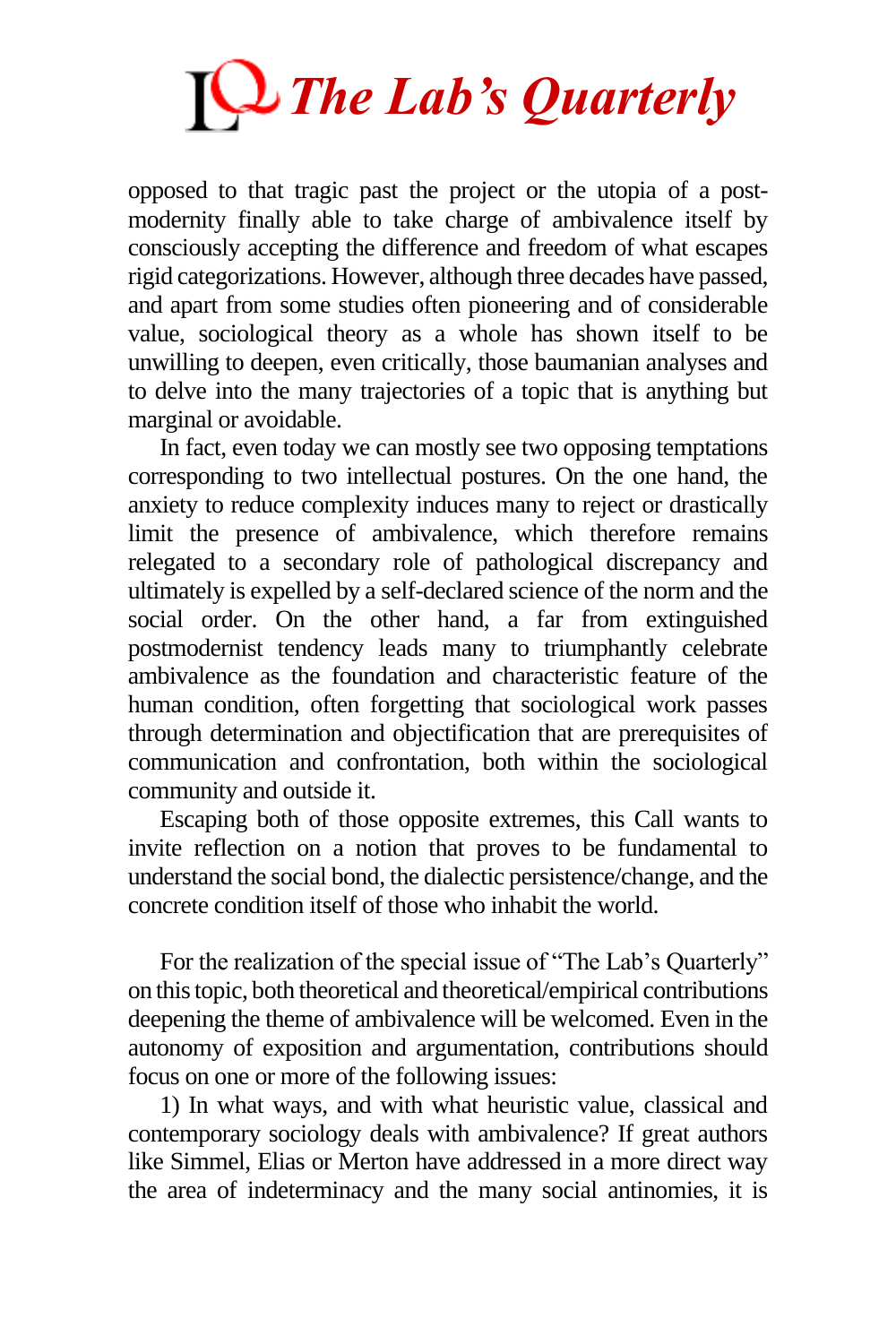opposed to that tragic past the project or the utopia of a post-modernity finally able to take charge of ambivalence itself by consciously accepting the difference and freedom of what escapes rigid categorizations. However, although three decades have passed, and apart from some studies often pioneering and of considerable value, sociological theory as a whole has shown itself to be unwilling to deepen, even critically, those baumanian analyses and to delve into the many trajectories of a topic that is anything but marginal or avoidable.

In fact, even today we can mostly see two opposing temptations corresponding to two intellectual postures. On the one hand, the anxiety to reduce complexity induces many to reject or drastically limit the presence of ambivalence, which therefore remains relegated to a secondary role of pathological discrepancy and ultimately is expelled by a self-declared science of the norm and the social order. On the other hand, a far from extinguished postmodernist tendency leads many to triumphantly celebrate ambivalence as the foundation and characteristic feature of the human condition, often forgetting that sociological work passes through determination and objectification that are prerequisites of communication and confrontation, both within the sociological community and outside it.

Escaping both of those opposite extremes, this Call wants to invite reflection on a notion that proves to be fundamental to understand the social bond, the dialectic persistence/change, and the concrete condition itself of those who inhabit the world.

For the realization of the special issue of "The Lab's Quarterly" on this topic, both theoretical and theoretical/empirical contributions deepening the theme of ambivalence will be welcomed. Even in the autonomy of exposition and argumentation, contributions should focus on one or more of the following issues:

1) In what ways, and with what heuristic value, classical and contemporary sociology deals with ambivalence? If great authors like Simmel, Elias or Merton have addressed in a more direct way the area of indeterminacy and the many social antinomies, it is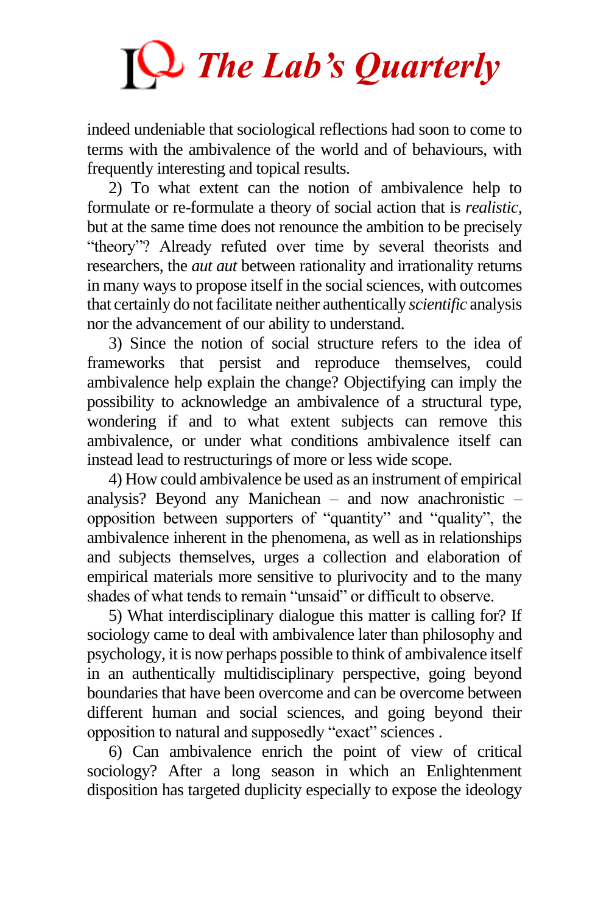indeed undeniable that sociological reflections had soon to come to terms with the ambivalence of the world and of behaviours, with frequently interesting and topical results.

2) To what extent can the notion of ambivalence help to formulate or re-formulate a theory of social action that is *realistic*, but at the same time does not renounce the ambition to be precisely "theory"? Already refuted over time by several theorists and researchers, the *aut aut* between rationality and irrationality returns in many ways to propose itself in the social sciences, with outcomes that certainly do not facilitate neither authentically *scientific* analysis nor the advancement of our ability to understand.

3) Since the notion of social structure refers to the idea of frameworks that persist and reproduce themselves, could ambivalence help explain the change? Objectifying can imply the possibility to acknowledge an ambivalence of a structural type, wondering if and to what extent subjects can remove this ambivalence, or under what conditions ambivalence itself can instead lead to restructurings of more or less wide scope.

4) How could ambivalence be used as an instrument of empirical analysis? Beyond any Manichean – and now anachronistic – opposition between supporters of "quantity" and "quality", the ambivalence inherent in the phenomena, as well as in relationships and subjects themselves, urges a collection and elaboration of empirical materials more sensitive to plurivocity and to the many shades of what tends to remain "unsaid" or difficult to observe.

5) What interdisciplinary dialogue this matter is calling for? If sociology came to deal with ambivalence later than philosophy and psychology, it is now perhaps possible to think of ambivalence itself in an authentically multidisciplinary perspective, going beyond boundaries that have been overcome and can be overcome between different human and social sciences, and going beyond their opposition to natural and supposedly "exact" sciences .

6) Can ambivalence enrich the point of view of critical sociology? After a long season in which an Enlightenment disposition has targeted duplicity especially to expose the ideology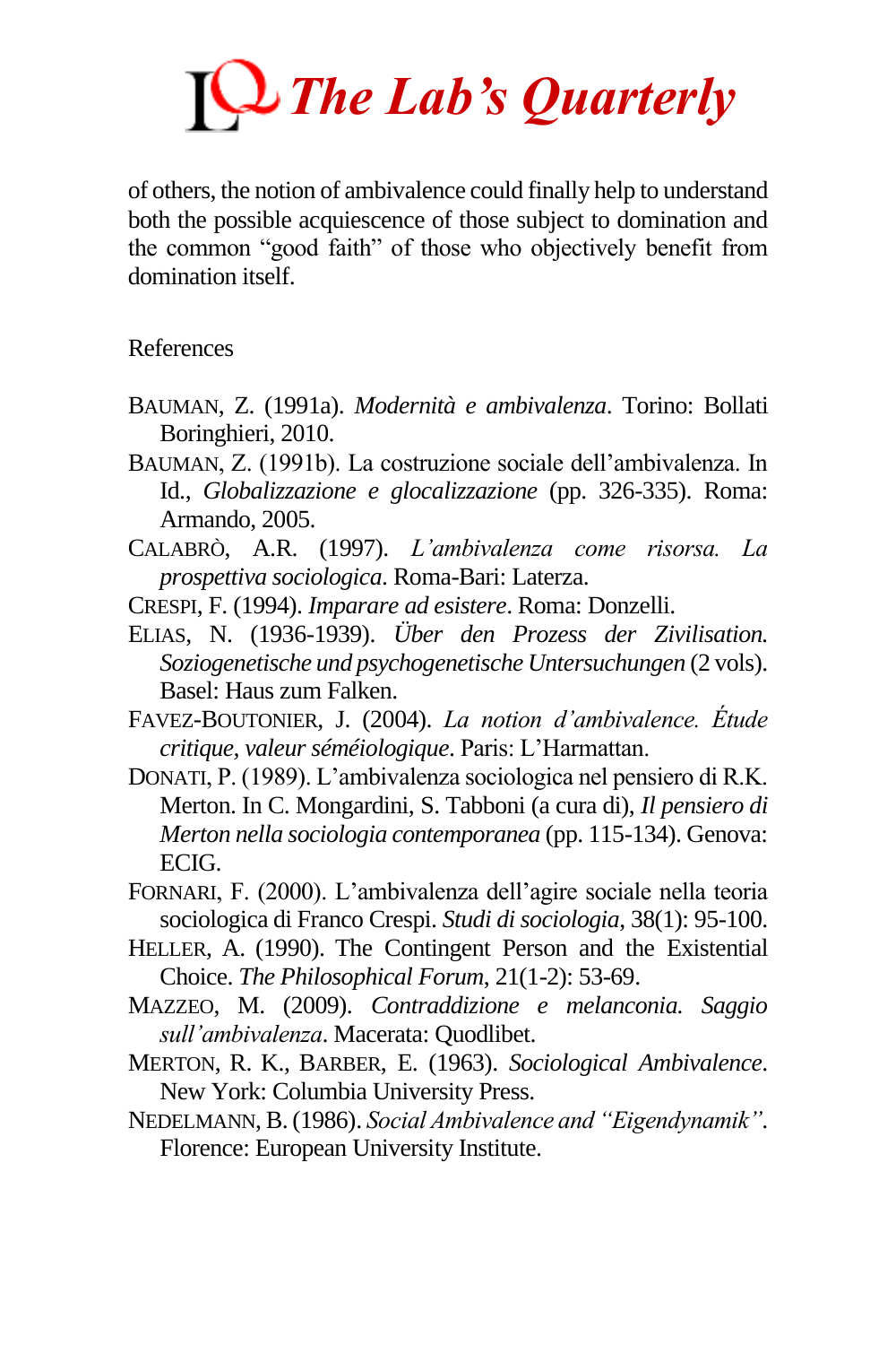of others, the notion of ambivalence could finally help to understand both the possible acquiescence of those subject to domination and the common "good faith" of those who objectively benefit from domination itself.

## References

BAUMAN, Z. (1991a). *Modernità e ambivalenza*. Torino: Bollati Boringhieri, 2010.

BAUMAN, Z. (1991b). La costruzione sociale dell'ambivalenza. In Id., *Globalizzazione e glocalizzazione* (pp. 326-335). Roma: Armando, 2005.

CALABRÒ, A.R. (1997). *L'ambivalenza come risorsa. La prospettiva sociologica*. Roma-Bari: Laterza.

CRESPI, F. (1994). *Imparare ad esistere*. Roma: Donzelli.

ELIAS, N. (1936-1939). *Über den Prozess der Zivilisation. Soziogenetische und psychogenetische Untersuchungen* (2 vols). Basel: Haus zum Falken.

FAVEZ-BOUTONIER, J. (2004). *La notion d'ambivalence. Étude critique, valeur séméiologique*. Paris: L'Harmattan.

DONATI, P. (1989). L'ambivalenza sociologica nel pensiero di R.K. Merton. In C. Mongardini, S. Tabboni (a cura di), *Il pensiero di Merton nella sociologia contemporanea* (pp. 115-134). Genova: ECIG.

FORNARI, F. (2000). L'ambivalenza dell'agire sociale nella teoria sociologica di Franco Crespi. *Studi di sociologia*, 38(1): 95-100.

HELLER, A. (1990). The Contingent Person and the Existential Choice. *The Philosophical Forum*, 21(1-2): 53-69.

MAZZEO, M. (2009). *Contraddizione e melanconia. Saggio sull'ambivalenza*. Macerata: Quodlibet.

MERTON, R. K., BARBER, E. (1963). *Sociological Ambivalence*. New York: Columbia University Press.

NEDELMANN, B. (1986). *Social Ambivalence and "Eigendynamik"*. Florence: European University Institute.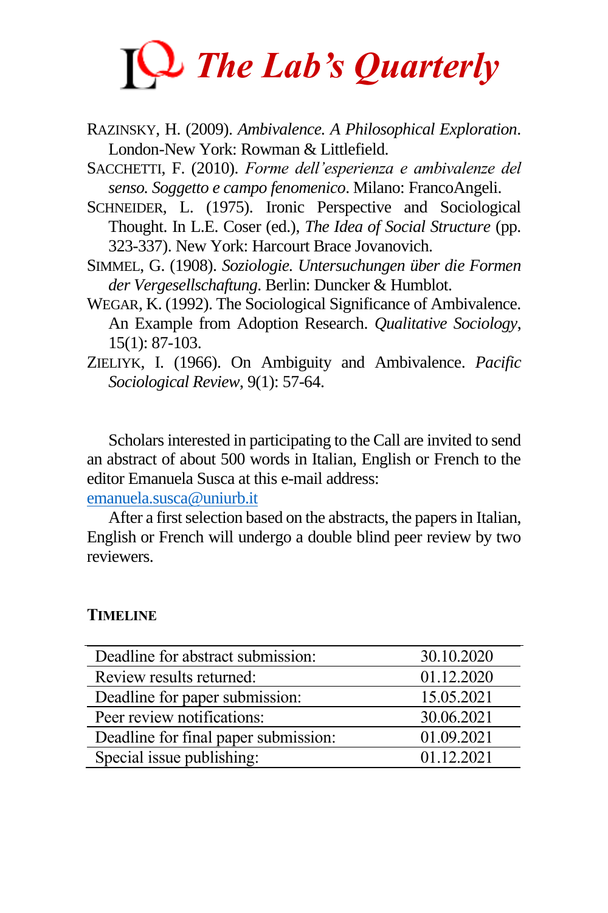RAZINSKY, H. (2009). *Ambivalence. A Philosophical Exploration*. London-New York: Rowman & Littlefield.

SACCHETTI, F. (2010). *Forme dell'esperienza e ambivalenze del senso. Soggetto e campo fenomenico*. Milano: FrancoAngeli.

SCHNEIDER, L. (1975). Ironic Perspective and Sociological Thought. In L.E. Coser (ed.), *The Idea of Social Structure* (pp. 323-337). New York: Harcourt Brace Jovanovich.

SIMMEL, G. (1908). *Soziologie. Untersuchungen über die Formen der Vergesellschaftung*. Berlin: Duncker & Humblot.

WEGAR, K. (1992). The Sociological Significance of Ambivalence. An Example from Adoption Research. *Qualitative Sociology*, 15(1): 87-103.

ZIELIYK, I. (1966). On Ambiguity and Ambivalence. *Pacific Sociological Review*, 9(1): 57-64.

Scholars interested in participating to the Call are invited to send an abstract of about 500 words in Italian, English or French to the editor Emanuela Susca at this e-mail address: emanuela.susca@uniurb.it

After a first selection based on the abstracts, the papers in Italian, English or French will undergo a double blind peer review by two reviewers.

**TIMELINE**

| | |
|---|---|
| Deadline for abstract submission: | 30.10.2020 |
| Review results returned: | 01.12.2020 |
| Deadline for paper submission: | 15.05.2021 |
| Peer review notifications: | 30.06.2021 |
| Deadline for final paper submission: | 01.09.2021 |
| Special issue publishing: | 01.12.2021 |